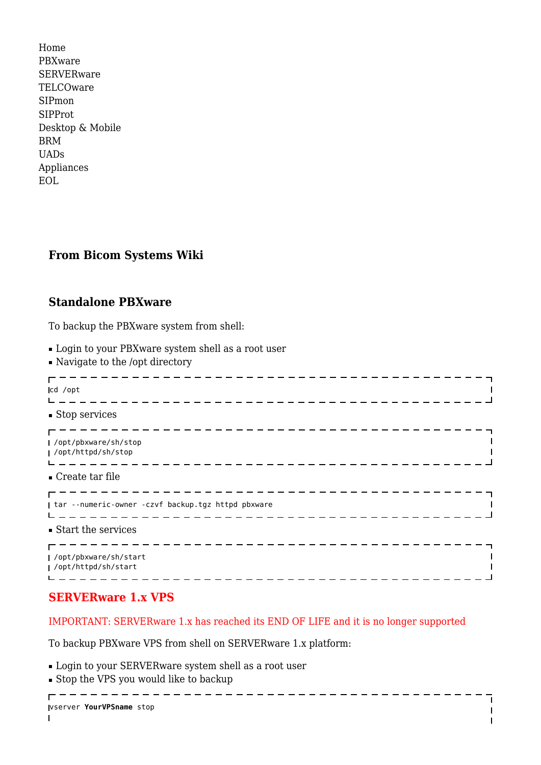Home
PBXware
SERVERware
TELCOware
SIPmon
SIPProt
Desktop & Mobile
BRM
UADs
Appliances
EOL

### From Bicom Systems Wiki

### Standalone PBXware

To backup the PBXware system from shell:

- Login to your PBXware system shell as a root user
- Navigate to the /opt directory

```
cd /opt
```

- Stop services

```
/opt/pbxware/sh/stop
/opt/httpd/sh/stop
```

- Create tar file

```
tar --numeric-owner -czvf backup.tgz httpd pbxware
```

- Start the services

```
/opt/pbxware/sh/start
/opt/httpd/sh/start
```

### SERVERware 1.x VPS

IMPORTANT: SERVERware 1.x has reached its END OF LIFE and it is no longer supported

To backup PBXware VPS from shell on SERVERware 1.x platform:

- Login to your SERVERware system shell as a root user
- Stop the VPS you would like to backup

```
vserver YourVPSname stop
```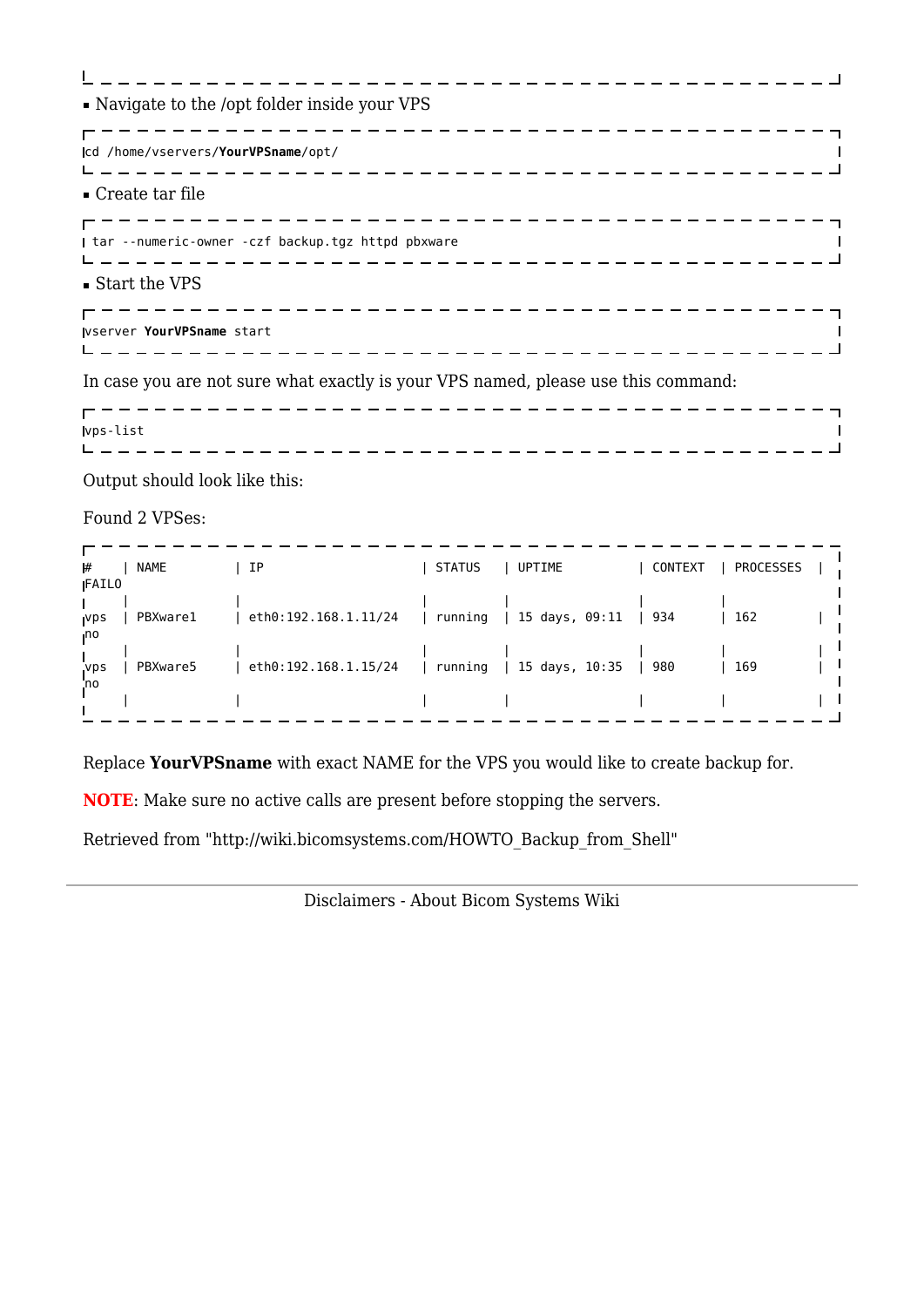- Navigate to the /opt folder inside your VPS

```
cd /home/vservers/YourVPSname/opt/
```

- Create tar file

```
tar --numeric-owner -czf backup.tgz httpd pbxware
```

- Start the VPS

```
vserver YourVPSname start
```

In case you are not sure what exactly is your VPS named, please use this command:

```
vps-list
```

Output should look like this:

Found 2 VPSes:

```
#     | NAME        | IP                  | STATUS  | UPTIME         | CONTEXT | PROCESSES  |
FAILO
      |             |                     |         |                |         |            |
vps   | PBXware1    | eth0:192.168.1.11/24 | running | 15 days, 09:11 | 934     | 162        |
no
      |             |                     |         |                |         |            |
vps   | PBXware5    | eth0:192.168.1.15/24 | running | 15 days, 10:35 | 980     | 169        |
no
      |             |                     |         |                |         |            |
```

Replace **YourVPSname** with exact NAME for the VPS you would like to create backup for.

**NOTE**: Make sure no active calls are present before stopping the servers.

Retrieved from "http://wiki.bicomsystems.com/HOWTO_Backup_from_Shell"

Disclaimers - About Bicom Systems Wiki